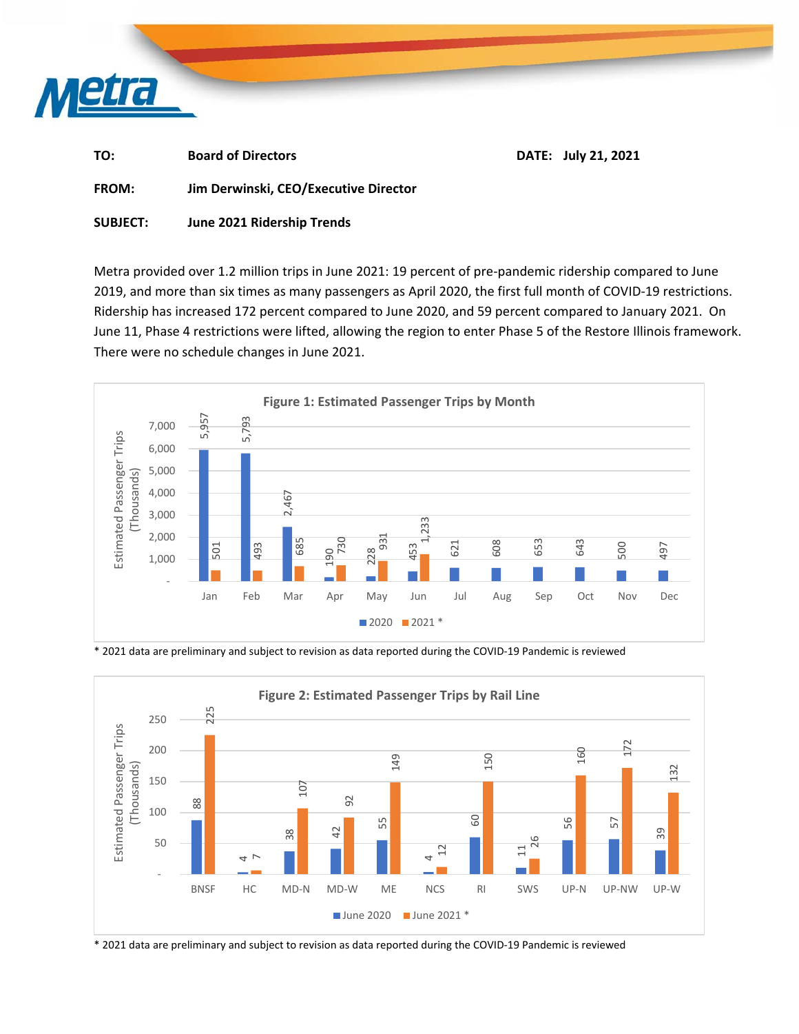**TO:** Board of Directors **DATE:** July 21, 2021

**FROM:** Jim Derwinski, CEO/Executive Director

**SUBJECT:** June 2021 Ridership Trends

Metra provided over 1.2 million trips in June 2021: 19 percent of pre-pandemic ridership compared to June 2019, and more than six times as many passengers as April 2020, the first full month of COVID-19 restrictions. Ridership has increased 172 percent compared to June 2020, and 59 percent compared to January 2021. On June 11, Phase 4 restrictions were lifted, allowing the region to enter Phase 5 of the Restore Illinois framework. There were no schedule changes in June 2021.

**Figure 1: Estimated Passenger Trips by Month**

Estimated Passenger Trips (Thousands)

| Month | 2020 | 2021 * |
|---|---|---|
| Jan | 5,957 | 501 |
| Feb | 5,793 | 493 |
| Mar | 2,467 | 685 |
| Apr | 190 | 730 |
| May | 228 | 931 |
| Jun | 453 | 1,233 |
| Jul | 621 | |
| Aug | 608 | |
| Sep | 653 | |
| Oct | 643 | |
| Nov | 500 | |
| Dec | 497 | |

\* 2021 data are preliminary and subject to revision as data reported during the COVID-19 Pandemic is reviewed

**Figure 2: Estimated Passenger Trips by Rail Line**

Estimated Passenger Trips (Thousands)

| Rail Line | June 2020 | June 2021 * |
|---|---|---|
| BNSF | 88 | 225 |
| HC | 4 | 7 |
| MD-N | 38 | 107 |
| MD-W | 42 | 92 |
| ME | 55 | 149 |
| NCS | 4 | 12 |
| RI | 60 | 150 |
| SWS | 11 | 26 |
| UP-N | 56 | 160 |
| UP-NW | 57 | 172 |
| UP-W | 39 | 132 |

\* 2021 data are preliminary and subject to revision as data reported during the COVID-19 Pandemic is reviewed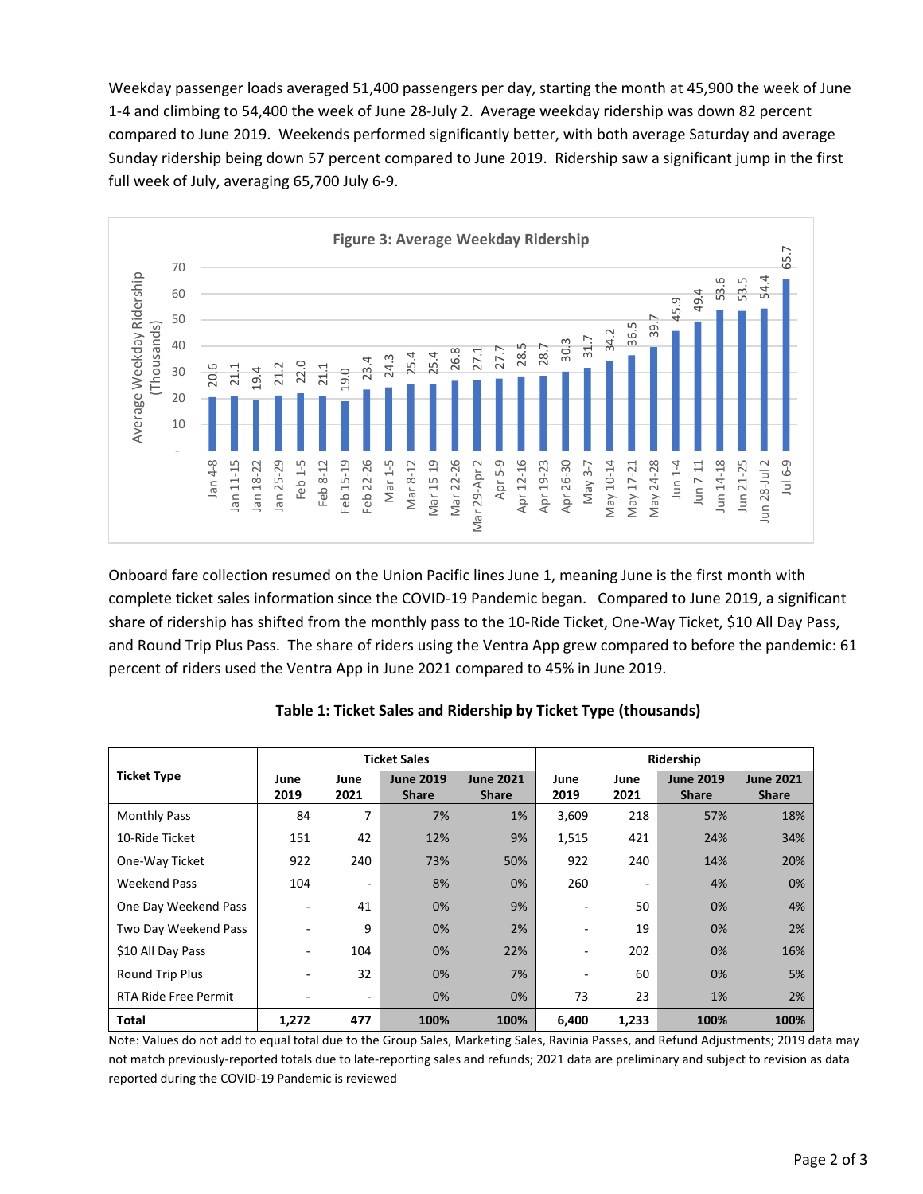Weekday passenger loads averaged 51,400 passengers per day, starting the month at 45,900 the week of June 1-4 and climbing to 54,400 the week of June 28-July 2. Average weekday ridership was down 82 percent compared to June 2019. Weekends performed significantly better, with both average Saturday and average Sunday ridership being down 57 percent compared to June 2019. Ridership saw a significant jump in the first full week of July, averaging 65,700 July 6-9.

**Figure 3: Average Weekday Ridership**

| Week | Average Weekday Ridership (Thousands) |
|---|---|
| Jan 4-8 | 20.6 |
| Jan 11-15 | 21.1 |
| Jan 18-22 | 19.4 |
| Jan 25-29 | 21.2 |
| Feb 1-5 | 22.0 |
| Feb 8-12 | 21.1 |
| Feb 15-19 | 19.0 |
| Feb 22-26 | 23.4 |
| Mar 1-5 | 24.3 |
| Mar 8-12 | 25.4 |
| Mar 15-19 | 25.4 |
| Mar 22-26 | 26.8 |
| Mar 29-Apr 2 | 27.1 |
| Apr 5-9 | 27.7 |
| Apr 12-16 | 28.5 |
| Apr 19-23 | 28.7 |
| Apr 26-30 | 30.3 |
| May 3-7 | 31.7 |
| May 10-14 | 34.2 |
| May 17-21 | 36.5 |
| May 24-28 | 39.7 |
| Jun 1-4 | 45.9 |
| Jun 7-11 | 49.4 |
| Jun 14-18 | 53.6 |
| Jun 21-25 | 53.5 |
| Jun 28-Jul 2 | 54.4 |
| Jul 6-9 | 65.7 |

Onboard fare collection resumed on the Union Pacific lines June 1, meaning June is the first month with complete ticket sales information since the COVID-19 Pandemic began. Compared to June 2019, a significant share of ridership has shifted from the monthly pass to the 10-Ride Ticket, One-Way Ticket, $10 All Day Pass, and Round Trip Plus Pass. The share of riders using the Ventra App grew compared to before the pandemic: 61 percent of riders used the Ventra App in June 2021 compared to 45% in June 2019.

**Table 1: Ticket Sales and Ridership by Ticket Type (thousands)**

| Ticket Type | Ticket Sales | | | | Ridership | | | |
|---|---|---|---|---|---|---|---|---|
| | June 2019 | June 2021 | June 2019 Share | June 2021 Share | June 2019 | June 2021 | June 2019 Share | June 2021 Share |
| Monthly Pass | 84 | 7 | 7% | 1% | 3,609 | 218 | 57% | 18% |
| 10-Ride Ticket | 151 | 42 | 12% | 9% | 1,515 | 421 | 24% | 34% |
| One-Way Ticket | 922 | 240 | 73% | 50% | 922 | 240 | 14% | 20% |
| Weekend Pass | 104 | - | 8% | 0% | 260 | - | 4% | 0% |
| One Day Weekend Pass | - | 41 | 0% | 9% | - | 50 | 0% | 4% |
| Two Day Weekend Pass | - | 9 | 0% | 2% | - | 19 | 0% | 2% |
| $10 All Day Pass | - | 104 | 0% | 22% | - | 202 | 0% | 16% |
| Round Trip Plus | - | 32 | 0% | 7% | - | 60 | 0% | 5% |
| RTA Ride Free Permit | - | - | 0% | 0% | 73 | 23 | 1% | 2% |
| **Total** | **1,272** | **477** | **100%** | **100%** | **6,400** | **1,233** | **100%** | **100%** |

Note: Values do not add to equal total due to the Group Sales, Marketing Sales, Ravinia Passes, and Refund Adjustments; 2019 data may not match previously-reported totals due to late-reporting sales and refunds; 2021 data are preliminary and subject to revision as data reported during the COVID-19 Pandemic is reviewed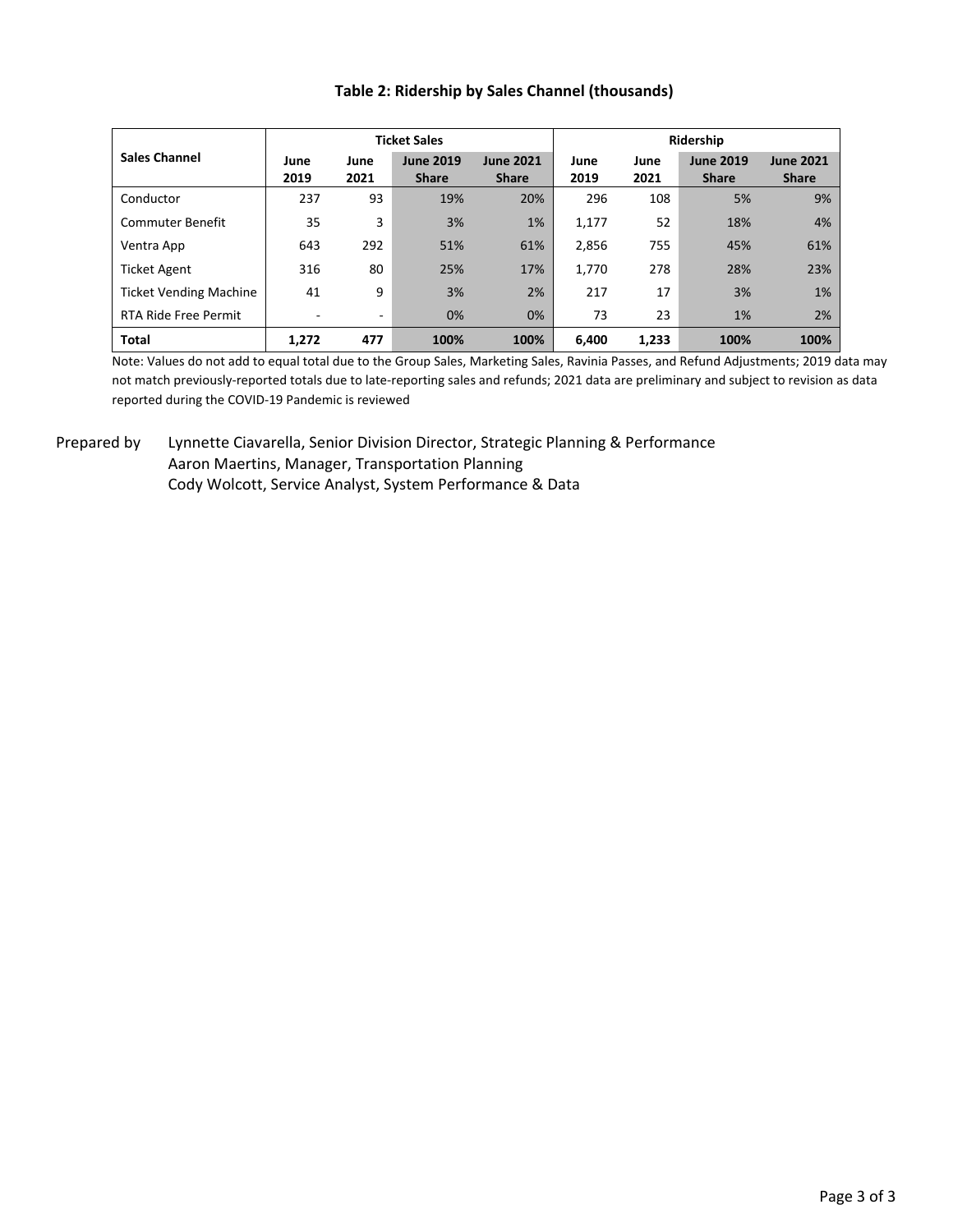**Table 2: Ridership by Sales Channel (thousands)**

| Sales Channel | Ticket Sales | | | | Ridership | | | |
|---|---|---|---|---|---|---|---|---|
| | June 2019 | June 2021 | June 2019 Share | June 2021 Share | June 2019 | June 2021 | June 2019 Share | June 2021 Share |
| Conductor | 237 | 93 | 19% | 20% | 296 | 108 | 5% | 9% |
| Commuter Benefit | 35 | 3 | 3% | 1% | 1,177 | 52 | 18% | 4% |
| Ventra App | 643 | 292 | 51% | 61% | 2,856 | 755 | 45% | 61% |
| Ticket Agent | 316 | 80 | 25% | 17% | 1,770 | 278 | 28% | 23% |
| Ticket Vending Machine | 41 | 9 | 3% | 2% | 217 | 17 | 3% | 1% |
| RTA Ride Free Permit | - | - | 0% | 0% | 73 | 23 | 1% | 2% |
| **Total** | **1,272** | **477** | **100%** | **100%** | **6,400** | **1,233** | **100%** | **100%** |

Note: Values do not add to equal total due to the Group Sales, Marketing Sales, Ravinia Passes, and Refund Adjustments; 2019 data may not match previously-reported totals due to late-reporting sales and refunds; 2021 data are preliminary and subject to revision as data reported during the COVID-19 Pandemic is reviewed

Prepared by Lynnette Ciavarella, Senior Division Director, Strategic Planning & Performance
Aaron Maertins, Manager, Transportation Planning
Cody Wolcott, Service Analyst, System Performance & Data